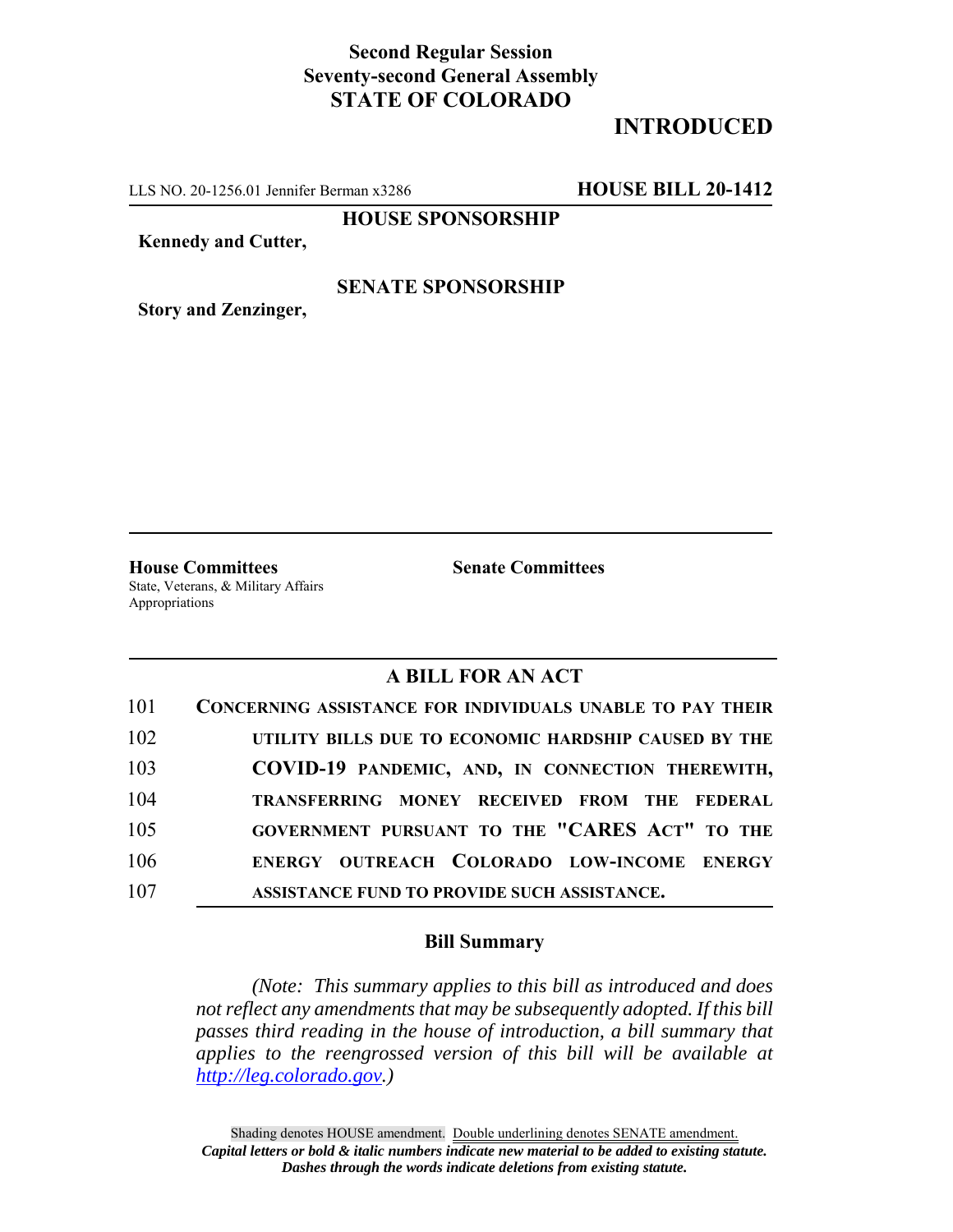**Second Regular Session**
**Seventy-second General Assembly**
**STATE OF COLORADO**

# INTRODUCED

LLS NO. 20-1256.01 Jennifer Berman x3286 **HOUSE BILL 20-1412**

**HOUSE SPONSORSHIP**

**Kennedy and Cutter,**

**SENATE SPONSORSHIP**

**Story and Zenzinger,**

**House Committees**
State, Veterans, & Military Affairs
Appropriations

**Senate Committees**

## A BILL FOR AN ACT

101 **CONCERNING ASSISTANCE FOR INDIVIDUALS UNABLE TO PAY THEIR**
102 **UTILITY BILLS DUE TO ECONOMIC HARDSHIP CAUSED BY THE**
103 **COVID-19 PANDEMIC, AND, IN CONNECTION THEREWITH,**
104 **TRANSFERRING MONEY RECEIVED FROM THE FEDERAL**
105 **GOVERNMENT PURSUANT TO THE "CARES ACT" TO THE**
106 **ENERGY OUTREACH COLORADO LOW-INCOME ENERGY**
107 **ASSISTANCE FUND TO PROVIDE SUCH ASSISTANCE.**

### Bill Summary

*(Note: This summary applies to this bill as introduced and does not reflect any amendments that may be subsequently adopted. If this bill passes third reading in the house of introduction, a bill summary that applies to the reengrossed version of this bill will be available at http://leg.colorado.gov.)*

Shading denotes HOUSE amendment. Double underlining denotes SENATE amendment.
***Capital letters or bold & italic numbers indicate new material to be added to existing statute.***
***Dashes through the words indicate deletions from existing statute.***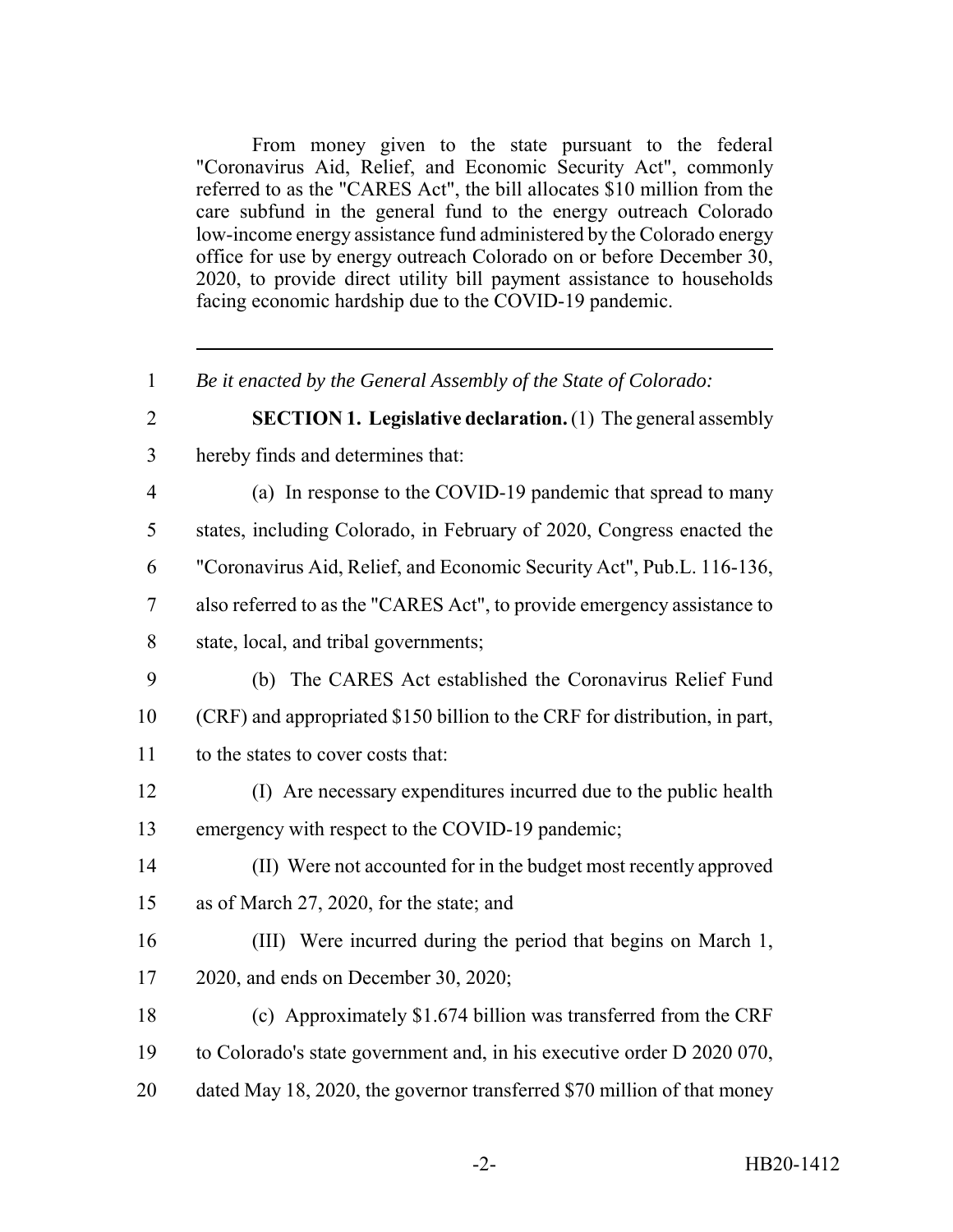From money given to the state pursuant to the federal "Coronavirus Aid, Relief, and Economic Security Act", commonly referred to as the "CARES Act", the bill allocates $10 million from the care subfund in the general fund to the energy outreach Colorado low-income energy assistance fund administered by the Colorado energy office for use by energy outreach Colorado on or before December 30, 2020, to provide direct utility bill payment assistance to households facing economic hardship due to the COVID-19 pandemic.

---

1 *Be it enacted by the General Assembly of the State of Colorado:*

2 **SECTION 1. Legislative declaration.** (1) The general assembly

3 hereby finds and determines that:

4 (a) In response to the COVID-19 pandemic that spread to many

5 states, including Colorado, in February of 2020, Congress enacted the

6 "Coronavirus Aid, Relief, and Economic Security Act", Pub.L. 116-136,

7 also referred to as the "CARES Act", to provide emergency assistance to

8 state, local, and tribal governments;

9 (b) The CARES Act established the Coronavirus Relief Fund

10 (CRF) and appropriated $150 billion to the CRF for distribution, in part,

11 to the states to cover costs that:

12 (I) Are necessary expenditures incurred due to the public health

13 emergency with respect to the COVID-19 pandemic;

14 (II) Were not accounted for in the budget most recently approved

15 as of March 27, 2020, for the state; and

16 (III) Were incurred during the period that begins on March 1,

17 2020, and ends on December 30, 2020;

18 (c) Approximately $1.674 billion was transferred from the CRF

19 to Colorado's state government and, in his executive order D 2020 070,

20 dated May 18, 2020, the governor transferred $70 million of that money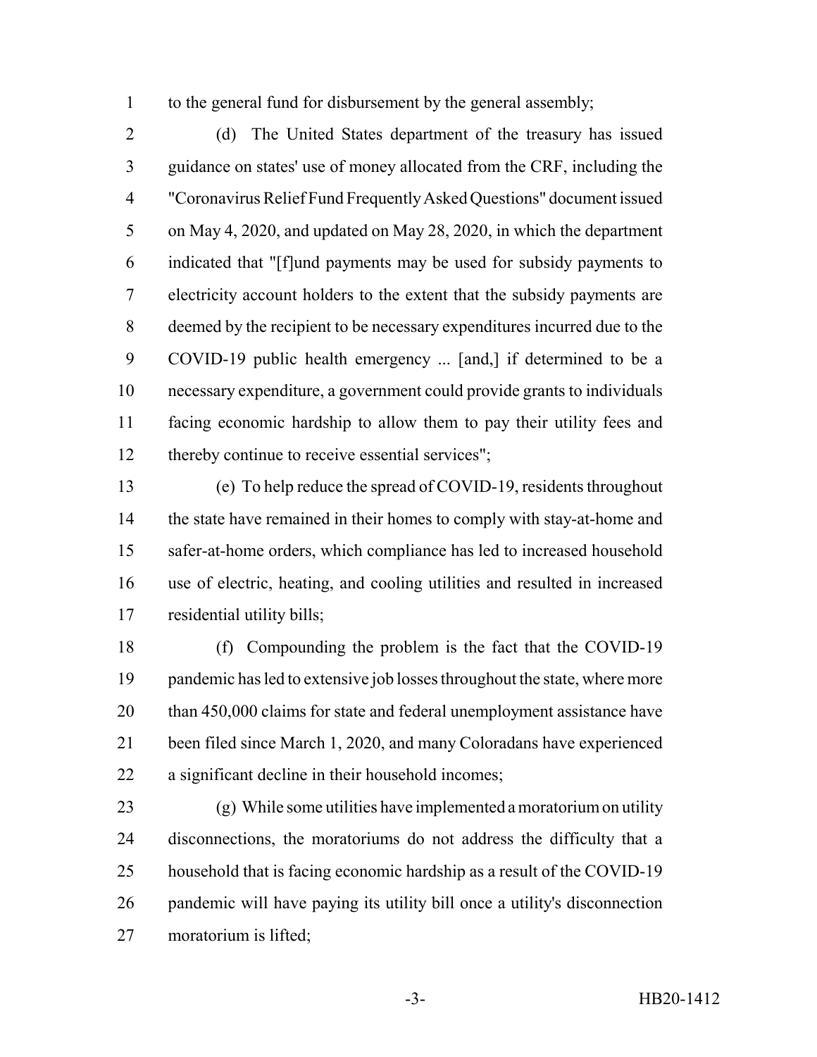to the general fund for disbursement by the general assembly;

(d) The United States department of the treasury has issued guidance on states' use of money allocated from the CRF, including the "Coronavirus Relief Fund Frequently Asked Questions" document issued on May 4, 2020, and updated on May 28, 2020, in which the department indicated that "[f]und payments may be used for subsidy payments to electricity account holders to the extent that the subsidy payments are deemed by the recipient to be necessary expenditures incurred due to the COVID-19 public health emergency ... [and,] if determined to be a necessary expenditure, a government could provide grants to individuals facing economic hardship to allow them to pay their utility fees and thereby continue to receive essential services";

(e) To help reduce the spread of COVID-19, residents throughout the state have remained in their homes to comply with stay-at-home and safer-at-home orders, which compliance has led to increased household use of electric, heating, and cooling utilities and resulted in increased residential utility bills;

(f) Compounding the problem is the fact that the COVID-19 pandemic has led to extensive job losses throughout the state, where more than 450,000 claims for state and federal unemployment assistance have been filed since March 1, 2020, and many Coloradans have experienced a significant decline in their household incomes;

(g) While some utilities have implemented a moratorium on utility disconnections, the moratoriums do not address the difficulty that a household that is facing economic hardship as a result of the COVID-19 pandemic will have paying its utility bill once a utility's disconnection moratorium is lifted;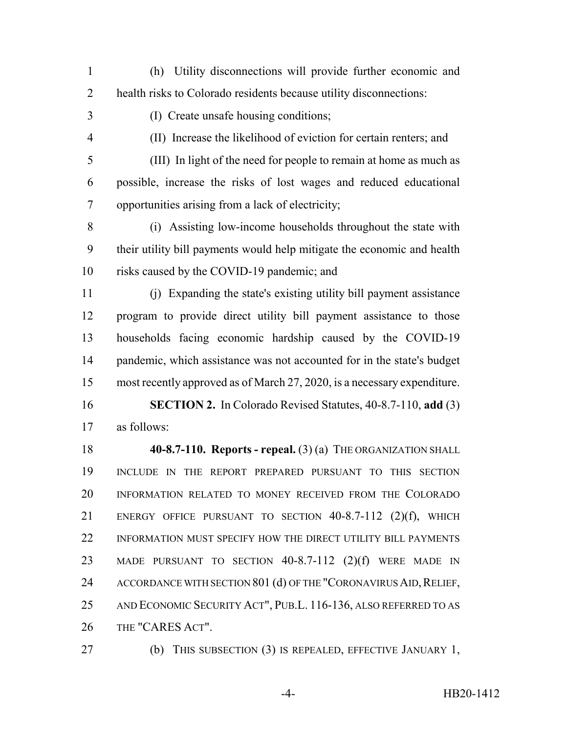(h) Utility disconnections will provide further economic and health risks to Colorado residents because utility disconnections:

(I) Create unsafe housing conditions;

(II) Increase the likelihood of eviction for certain renters; and

(III) In light of the need for people to remain at home as much as possible, increase the risks of lost wages and reduced educational opportunities arising from a lack of electricity;

(i) Assisting low-income households throughout the state with their utility bill payments would help mitigate the economic and health risks caused by the COVID-19 pandemic; and

(j) Expanding the state's existing utility bill payment assistance program to provide direct utility bill payment assistance to those households facing economic hardship caused by the COVID-19 pandemic, which assistance was not accounted for in the state's budget most recently approved as of March 27, 2020, is a necessary expenditure.

**SECTION 2.** In Colorado Revised Statutes, 40-8.7-110, **add** (3) as follows:

**40-8.7-110. Reports - repeal.** (3) (a) THE ORGANIZATION SHALL INCLUDE IN THE REPORT PREPARED PURSUANT TO THIS SECTION INFORMATION RELATED TO MONEY RECEIVED FROM THE COLORADO ENERGY OFFICE PURSUANT TO SECTION 40-8.7-112 (2)(f), WHICH INFORMATION MUST SPECIFY HOW THE DIRECT UTILITY BILL PAYMENTS MADE PURSUANT TO SECTION 40-8.7-112 (2)(f) WERE MADE IN ACCORDANCE WITH SECTION 801 (d) OF THE "CORONAVIRUS AID, RELIEF, AND ECONOMIC SECURITY ACT", PUB.L. 116-136, ALSO REFERRED TO AS THE "CARES ACT".

(b) THIS SUBSECTION (3) IS REPEALED, EFFECTIVE JANUARY 1,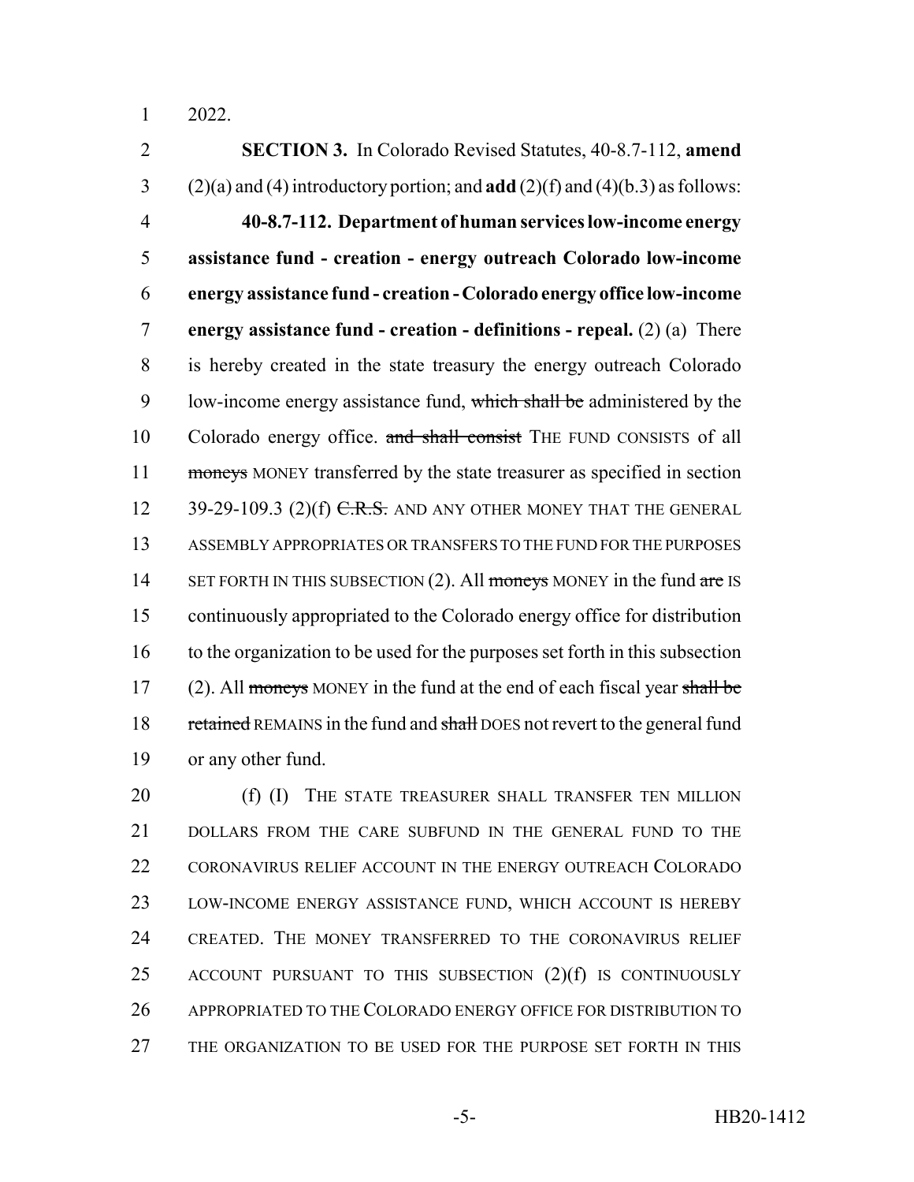2022.

**SECTION 3.** In Colorado Revised Statutes, 40-8.7-112, **amend** (2)(a) and (4) introductory portion; and **add** (2)(f) and (4)(b.3) as follows:

**40-8.7-112. Department of human services low-income energy assistance fund - creation - energy outreach Colorado low-income energy assistance fund - creation - Colorado energy office low-income energy assistance fund - creation - definitions - repeal.** (2) (a) There is hereby created in the state treasury the energy outreach Colorado low-income energy assistance fund, ~~which shall be~~ administered by the Colorado energy office. ~~and shall consist~~ THE FUND CONSISTS of all ~~moneys~~ MONEY transferred by the state treasurer as specified in section 39-29-109.3 (2)(f) ~~C.R.S.~~ AND ANY OTHER MONEY THAT THE GENERAL ASSEMBLY APPROPRIATES OR TRANSFERS TO THE FUND FOR THE PURPOSES SET FORTH IN THIS SUBSECTION (2). All ~~moneys~~ MONEY in the fund ~~are~~ IS continuously appropriated to the Colorado energy office for distribution to the organization to be used for the purposes set forth in this subsection (2). All ~~moneys~~ MONEY in the fund at the end of each fiscal year ~~shall be retained~~ REMAINS in the fund and ~~shall~~ DOES not revert to the general fund or any other fund.

(f) (I) THE STATE TREASURER SHALL TRANSFER TEN MILLION DOLLARS FROM THE CARE SUBFUND IN THE GENERAL FUND TO THE CORONAVIRUS RELIEF ACCOUNT IN THE ENERGY OUTREACH COLORADO LOW-INCOME ENERGY ASSISTANCE FUND, WHICH ACCOUNT IS HEREBY CREATED. THE MONEY TRANSFERRED TO THE CORONAVIRUS RELIEF ACCOUNT PURSUANT TO THIS SUBSECTION (2)(f) IS CONTINUOUSLY APPROPRIATED TO THE COLORADO ENERGY OFFICE FOR DISTRIBUTION TO THE ORGANIZATION TO BE USED FOR THE PURPOSE SET FORTH IN THIS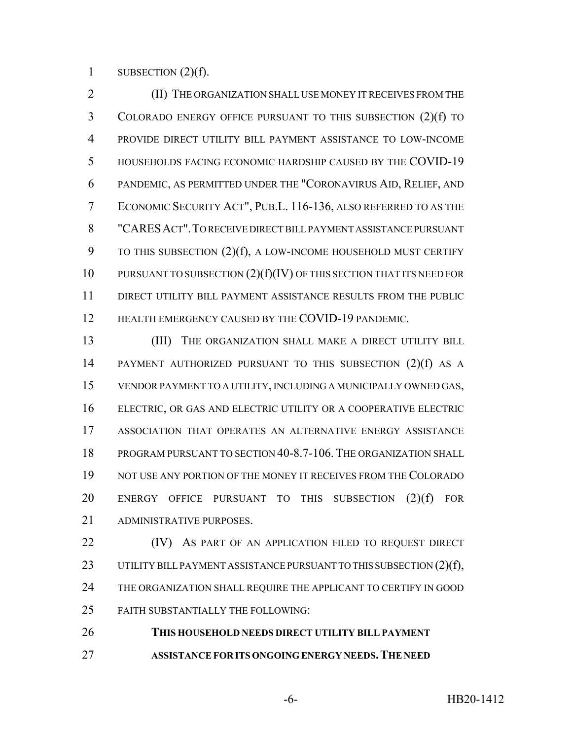SUBSECTION (2)(f).

(II) THE ORGANIZATION SHALL USE MONEY IT RECEIVES FROM THE COLORADO ENERGY OFFICE PURSUANT TO THIS SUBSECTION (2)(f) TO PROVIDE DIRECT UTILITY BILL PAYMENT ASSISTANCE TO LOW-INCOME HOUSEHOLDS FACING ECONOMIC HARDSHIP CAUSED BY THE COVID-19 PANDEMIC, AS PERMITTED UNDER THE "CORONAVIRUS AID, RELIEF, AND ECONOMIC SECURITY ACT", PUB.L. 116-136, ALSO REFERRED TO AS THE "CARES ACT". TO RECEIVE DIRECT BILL PAYMENT ASSISTANCE PURSUANT TO THIS SUBSECTION (2)(f), A LOW-INCOME HOUSEHOLD MUST CERTIFY PURSUANT TO SUBSECTION (2)(f)(IV) OF THIS SECTION THAT ITS NEED FOR DIRECT UTILITY BILL PAYMENT ASSISTANCE RESULTS FROM THE PUBLIC HEALTH EMERGENCY CAUSED BY THE COVID-19 PANDEMIC.

(III) THE ORGANIZATION SHALL MAKE A DIRECT UTILITY BILL PAYMENT AUTHORIZED PURSUANT TO THIS SUBSECTION (2)(f) AS A VENDOR PAYMENT TO A UTILITY, INCLUDING A MUNICIPALLY OWNED GAS, ELECTRIC, OR GAS AND ELECTRIC UTILITY OR A COOPERATIVE ELECTRIC ASSOCIATION THAT OPERATES AN ALTERNATIVE ENERGY ASSISTANCE PROGRAM PURSUANT TO SECTION 40-8.7-106. THE ORGANIZATION SHALL NOT USE ANY PORTION OF THE MONEY IT RECEIVES FROM THE COLORADO ENERGY OFFICE PURSUANT TO THIS SUBSECTION (2)(f) FOR ADMINISTRATIVE PURPOSES.

(IV) AS PART OF AN APPLICATION FILED TO REQUEST DIRECT UTILITY BILL PAYMENT ASSISTANCE PURSUANT TO THIS SUBSECTION (2)(f), THE ORGANIZATION SHALL REQUIRE THE APPLICANT TO CERTIFY IN GOOD FAITH SUBSTANTIALLY THE FOLLOWING:

**THIS HOUSEHOLD NEEDS DIRECT UTILITY BILL PAYMENT ASSISTANCE FOR ITS ONGOING ENERGY NEEDS. THE NEED**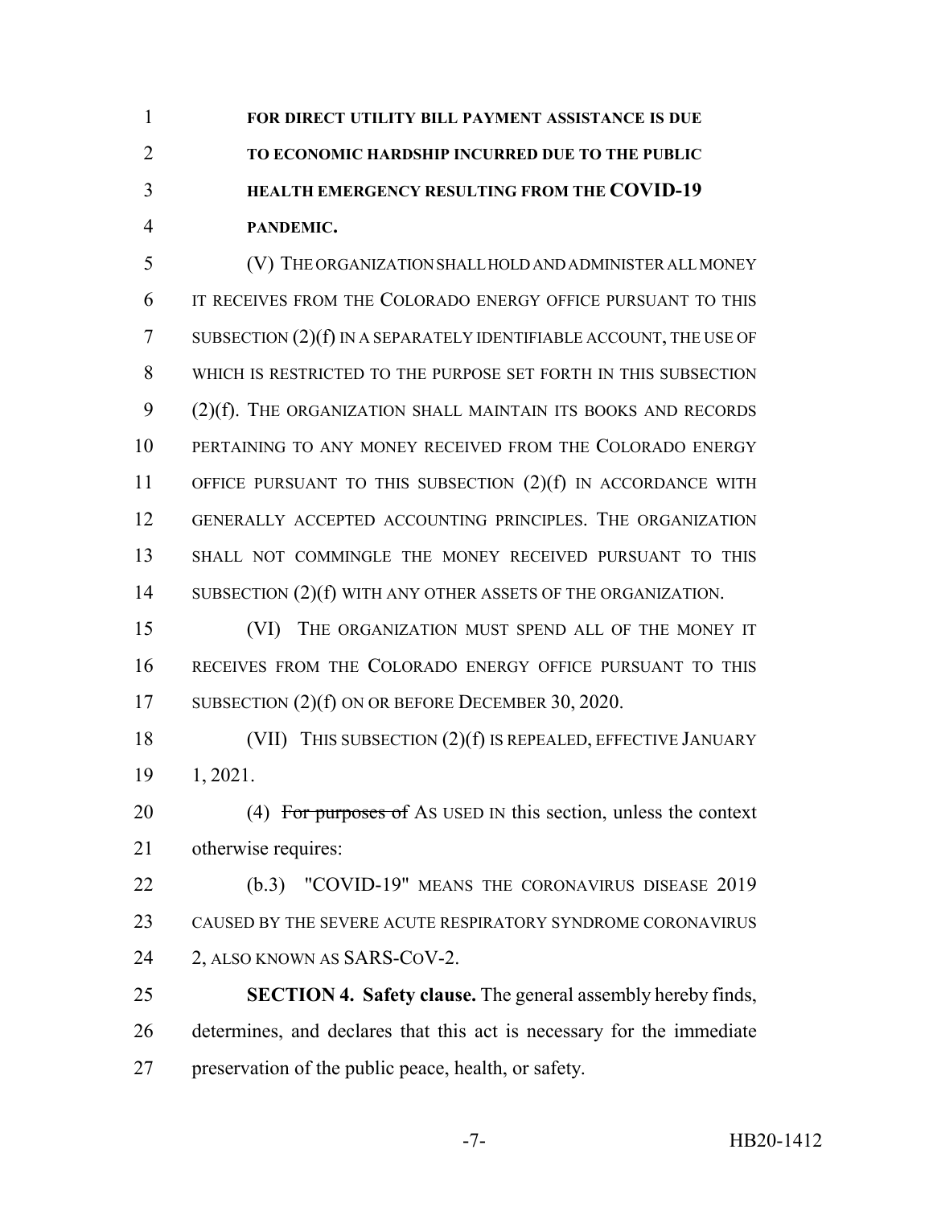**FOR DIRECT UTILITY BILL PAYMENT ASSISTANCE IS DUE TO ECONOMIC HARDSHIP INCURRED DUE TO THE PUBLIC HEALTH EMERGENCY RESULTING FROM THE COVID-19 PANDEMIC.**

(V) THE ORGANIZATION SHALL HOLD AND ADMINISTER ALL MONEY IT RECEIVES FROM THE COLORADO ENERGY OFFICE PURSUANT TO THIS SUBSECTION (2)(f) IN A SEPARATELY IDENTIFIABLE ACCOUNT, THE USE OF WHICH IS RESTRICTED TO THE PURPOSE SET FORTH IN THIS SUBSECTION (2)(f). THE ORGANIZATION SHALL MAINTAIN ITS BOOKS AND RECORDS PERTAINING TO ANY MONEY RECEIVED FROM THE COLORADO ENERGY OFFICE PURSUANT TO THIS SUBSECTION (2)(f) IN ACCORDANCE WITH GENERALLY ACCEPTED ACCOUNTING PRINCIPLES. THE ORGANIZATION SHALL NOT COMMINGLE THE MONEY RECEIVED PURSUANT TO THIS SUBSECTION (2)(f) WITH ANY OTHER ASSETS OF THE ORGANIZATION.

(VI) THE ORGANIZATION MUST SPEND ALL OF THE MONEY IT RECEIVES FROM THE COLORADO ENERGY OFFICE PURSUANT TO THIS SUBSECTION (2)(f) ON OR BEFORE DECEMBER 30, 2020.

(VII) THIS SUBSECTION (2)(f) IS REPEALED, EFFECTIVE JANUARY 1, 2021.

(4) ~~For purposes of~~ AS USED IN this section, unless the context otherwise requires:

(b.3) "COVID-19" MEANS THE CORONAVIRUS DISEASE 2019 CAUSED BY THE SEVERE ACUTE RESPIRATORY SYNDROME CORONAVIRUS 2, ALSO KNOWN AS SARS-COV-2.

**SECTION 4. Safety clause.** The general assembly hereby finds, determines, and declares that this act is necessary for the immediate preservation of the public peace, health, or safety.